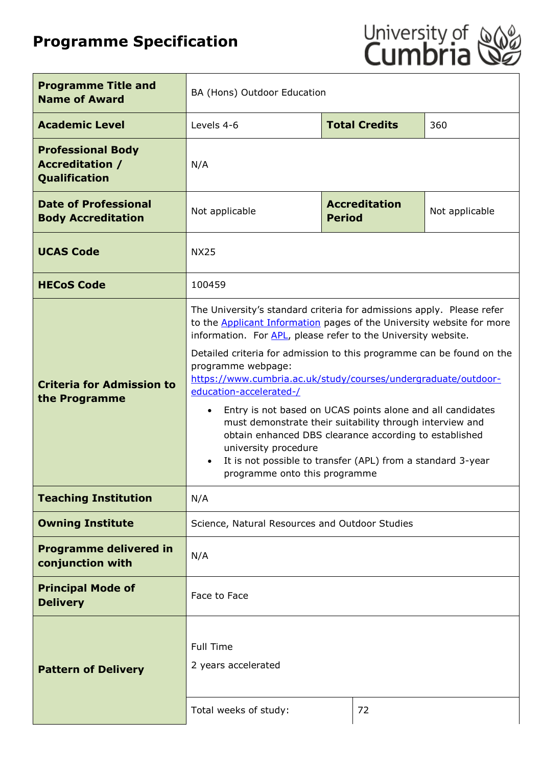# Programme Specification

| | | | |
|---|---|---|---|
| **Programme Title and Name of Award** | BA (Hons) Outdoor Education | | |
| **Academic Level** | Levels 4-6 | **Total Credits** | 360 |
| **Professional Body Accreditation / Qualification** | N/A | | |
| **Date of Professional Body Accreditation** | Not applicable | **Accreditation Period** | Not applicable |
| **UCAS Code** | NX25 | | |
| **HECoS Code** | 100459 | | |
| **Criteria for Admission to the Programme** | The University's standard criteria for admissions apply. Please refer to the Applicant Information pages of the University website for more information. For APL, please refer to the University website.<br><br>Detailed criteria for admission to this programme can be found on the programme webpage: https://www.cumbria.ac.uk/study/courses/undergraduate/outdoor-education-accelerated-/<br><br>• Entry is not based on UCAS points alone and all candidates must demonstrate their suitability through interview and obtain enhanced DBS clearance according to established university procedure<br>• It is not possible to transfer (APL) from a standard 3-year programme onto this programme | | |
| **Teaching Institution** | N/A | | |
| **Owning Institute** | Science, Natural Resources and Outdoor Studies | | |
| **Programme delivered in conjunction with** | N/A | | |
| **Principal Mode of Delivery** | Face to Face | | |
| **Pattern of Delivery** | Full Time<br><br>2 years accelerated | | |
| | Total weeks of study: | 72 | |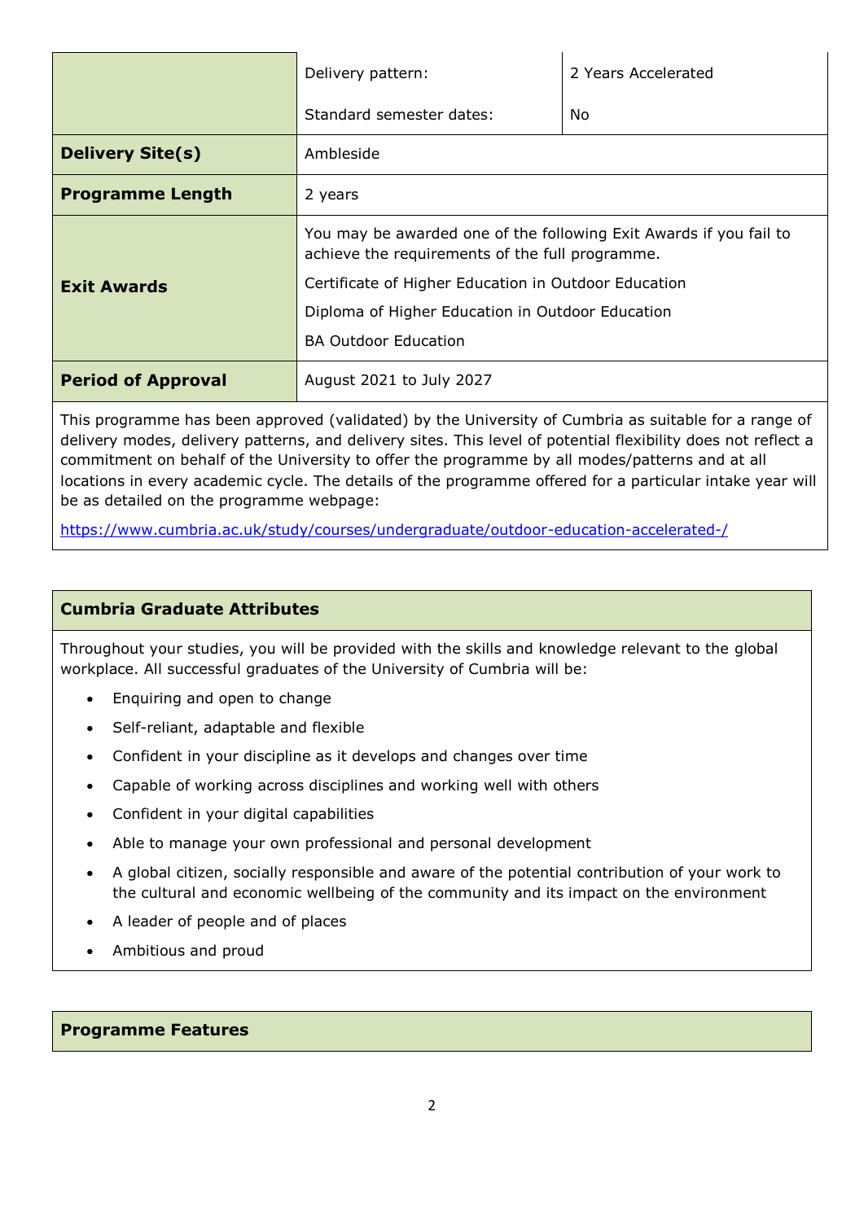| | | |
|---|---|---|
| | Delivery pattern: | 2 Years Accelerated |
| | Standard semester dates: | No |
| **Delivery Site(s)** | Ambleside | |
| **Programme Length** | 2 years | |
| **Exit Awards** | You may be awarded one of the following Exit Awards if you fail to achieve the requirements of the full programme.<br>Certificate of Higher Education in Outdoor Education<br>Diploma of Higher Education in Outdoor Education<br>BA Outdoor Education | |
| **Period of Approval** | August 2021 to July 2027 | |

This programme has been approved (validated) by the University of Cumbria as suitable for a range of delivery modes, delivery patterns, and delivery sites. This level of potential flexibility does not reflect a commitment on behalf of the University to offer the programme by all modes/patterns and at all locations in every academic cycle. The details of the programme offered for a particular intake year will be as detailed on the programme webpage:

https://www.cumbria.ac.uk/study/courses/undergraduate/outdoor-education-accelerated-/

## Cumbria Graduate Attributes

Throughout your studies, you will be provided with the skills and knowledge relevant to the global workplace. All successful graduates of the University of Cumbria will be:

- Enquiring and open to change
- Self-reliant, adaptable and flexible
- Confident in your discipline as it develops and changes over time
- Capable of working across disciplines and working well with others
- Confident in your digital capabilities
- Able to manage your own professional and personal development
- A global citizen, socially responsible and aware of the potential contribution of your work to the cultural and economic wellbeing of the community and its impact on the environment
- A leader of people and of places
- Ambitious and proud

## Programme Features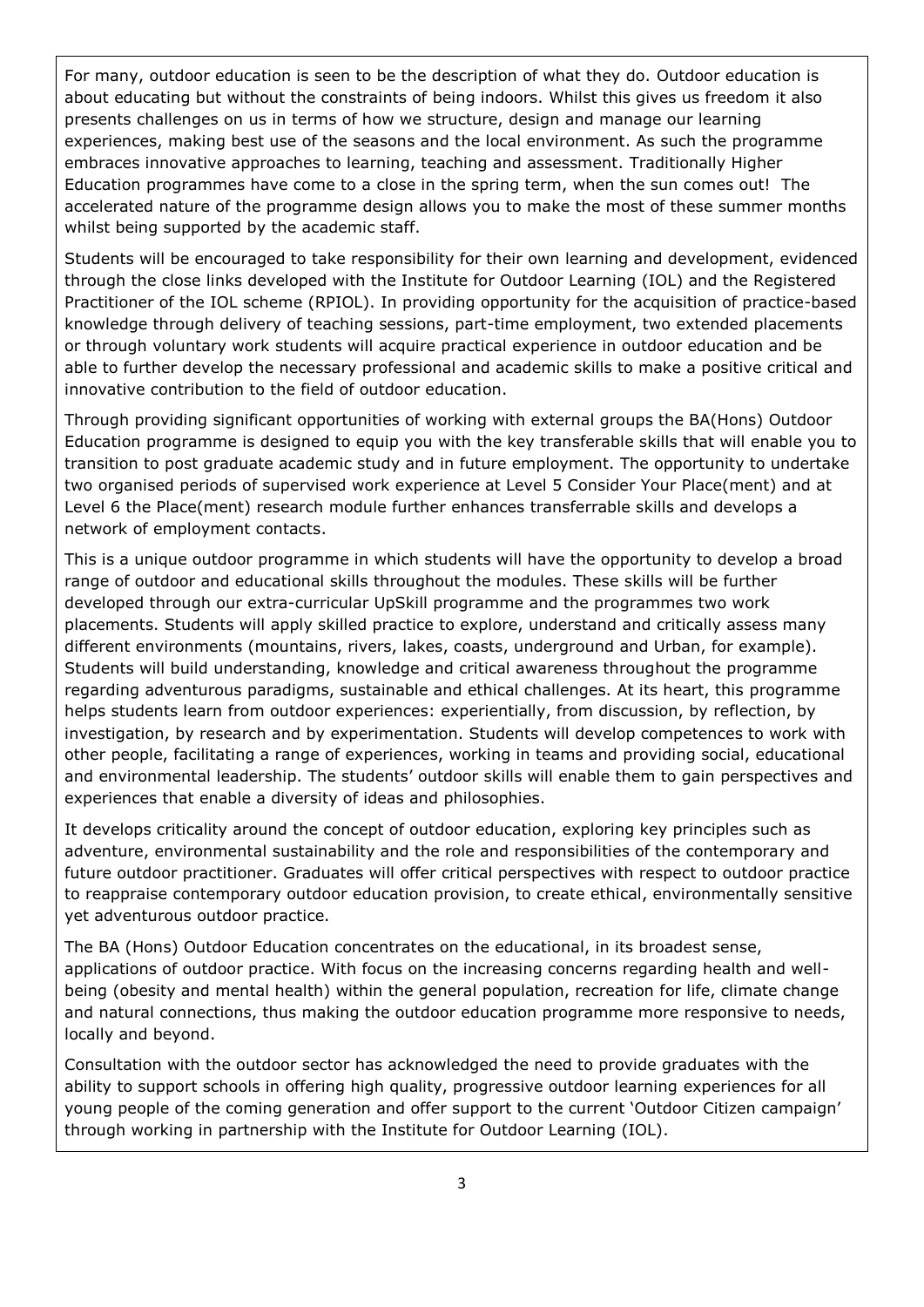For many, outdoor education is seen to be the description of what they do. Outdoor education is about educating but without the constraints of being indoors. Whilst this gives us freedom it also presents challenges on us in terms of how we structure, design and manage our learning experiences, making best use of the seasons and the local environment. As such the programme embraces innovative approaches to learning, teaching and assessment. Traditionally Higher Education programmes have come to a close in the spring term, when the sun comes out! The accelerated nature of the programme design allows you to make the most of these summer months whilst being supported by the academic staff.

Students will be encouraged to take responsibility for their own learning and development, evidenced through the close links developed with the Institute for Outdoor Learning (IOL) and the Registered Practitioner of the IOL scheme (RPIOL). In providing opportunity for the acquisition of practice-based knowledge through delivery of teaching sessions, part-time employment, two extended placements or through voluntary work students will acquire practical experience in outdoor education and be able to further develop the necessary professional and academic skills to make a positive critical and innovative contribution to the field of outdoor education.

Through providing significant opportunities of working with external groups the BA(Hons) Outdoor Education programme is designed to equip you with the key transferable skills that will enable you to transition to post graduate academic study and in future employment. The opportunity to undertake two organised periods of supervised work experience at Level 5 Consider Your Place(ment) and at Level 6 the Place(ment) research module further enhances transferrable skills and develops a network of employment contacts.

This is a unique outdoor programme in which students will have the opportunity to develop a broad range of outdoor and educational skills throughout the modules. These skills will be further developed through our extra-curricular UpSkill programme and the programmes two work placements. Students will apply skilled practice to explore, understand and critically assess many different environments (mountains, rivers, lakes, coasts, underground and Urban, for example). Students will build understanding, knowledge and critical awareness throughout the programme regarding adventurous paradigms, sustainable and ethical challenges. At its heart, this programme helps students learn from outdoor experiences: experientially, from discussion, by reflection, by investigation, by research and by experimentation. Students will develop competences to work with other people, facilitating a range of experiences, working in teams and providing social, educational and environmental leadership. The students' outdoor skills will enable them to gain perspectives and experiences that enable a diversity of ideas and philosophies.

It develops criticality around the concept of outdoor education, exploring key principles such as adventure, environmental sustainability and the role and responsibilities of the contemporary and future outdoor practitioner. Graduates will offer critical perspectives with respect to outdoor practice to reappraise contemporary outdoor education provision, to create ethical, environmentally sensitive yet adventurous outdoor practice.

The BA (Hons) Outdoor Education concentrates on the educational, in its broadest sense, applications of outdoor practice. With focus on the increasing concerns regarding health and well-being (obesity and mental health) within the general population, recreation for life, climate change and natural connections, thus making the outdoor education programme more responsive to needs, locally and beyond.

Consultation with the outdoor sector has acknowledged the need to provide graduates with the ability to support schools in offering high quality, progressive outdoor learning experiences for all young people of the coming generation and offer support to the current 'Outdoor Citizen campaign' through working in partnership with the Institute for Outdoor Learning (IOL).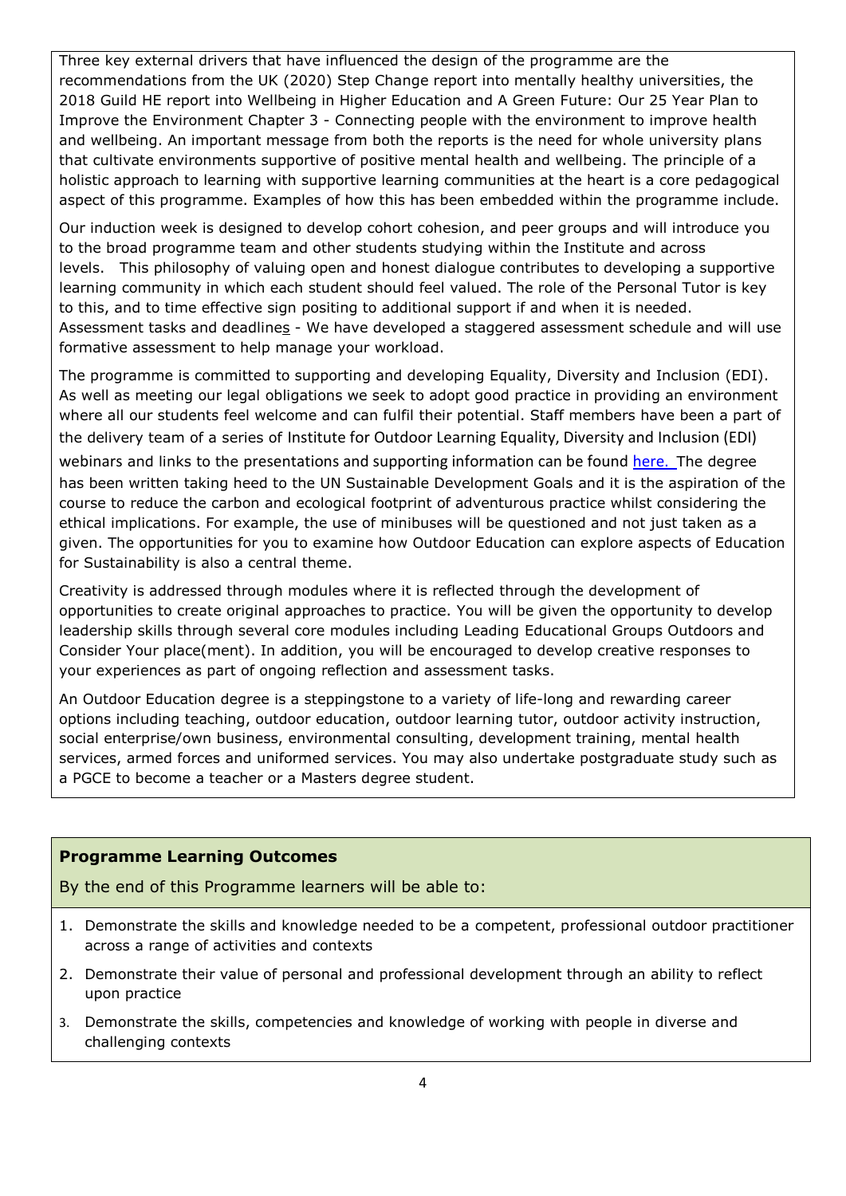Three key external drivers that have influenced the design of the programme are the recommendations from the UK (2020) Step Change report into mentally healthy universities, the 2018 Guild HE report into Wellbeing in Higher Education and A Green Future: Our 25 Year Plan to Improve the Environment Chapter 3 - Connecting people with the environment to improve health and wellbeing. An important message from both the reports is the need for whole university plans that cultivate environments supportive of positive mental health and wellbeing. The principle of a holistic approach to learning with supportive learning communities at the heart is a core pedagogical aspect of this programme. Examples of how this has been embedded within the programme include.

Our induction week is designed to develop cohort cohesion, and peer groups and will introduce you to the broad programme team and other students studying within the Institute and across levels. This philosophy of valuing open and honest dialogue contributes to developing a supportive learning community in which each student should feel valued. The role of the Personal Tutor is key to this, and to time effective sign positing to additional support if and when it is needed. Assessment tasks and deadlines - We have developed a staggered assessment schedule and will use formative assessment to help manage your workload.

The programme is committed to supporting and developing Equality, Diversity and Inclusion (EDI). As well as meeting our legal obligations we seek to adopt good practice in providing an environment where all our students feel welcome and can fulfil their potential. Staff members have been a part of the delivery team of a series of Institute for Outdoor Learning Equality, Diversity and Inclusion (EDI) webinars and links to the presentations and supporting information can be found [here.](#) The degree has been written taking heed to the UN Sustainable Development Goals and it is the aspiration of the course to reduce the carbon and ecological footprint of adventurous practice whilst considering the ethical implications. For example, the use of minibuses will be questioned and not just taken as a given. The opportunities for you to examine how Outdoor Education can explore aspects of Education for Sustainability is also a central theme.

Creativity is addressed through modules where it is reflected through the development of opportunities to create original approaches to practice. You will be given the opportunity to develop leadership skills through several core modules including Leading Educational Groups Outdoors and Consider Your place(ment). In addition, you will be encouraged to develop creative responses to your experiences as part of ongoing reflection and assessment tasks.

An Outdoor Education degree is a steppingstone to a variety of life-long and rewarding career options including teaching, outdoor education, outdoor learning tutor, outdoor activity instruction, social enterprise/own business, environmental consulting, development training, mental health services, armed forces and uniformed services. You may also undertake postgraduate study such as a PGCE to become a teacher or a Masters degree student.

## Programme Learning Outcomes

By the end of this Programme learners will be able to:

1. Demonstrate the skills and knowledge needed to be a competent, professional outdoor practitioner across a range of activities and contexts
2. Demonstrate their value of personal and professional development through an ability to reflect upon practice
3. Demonstrate the skills, competencies and knowledge of working with people in diverse and challenging contexts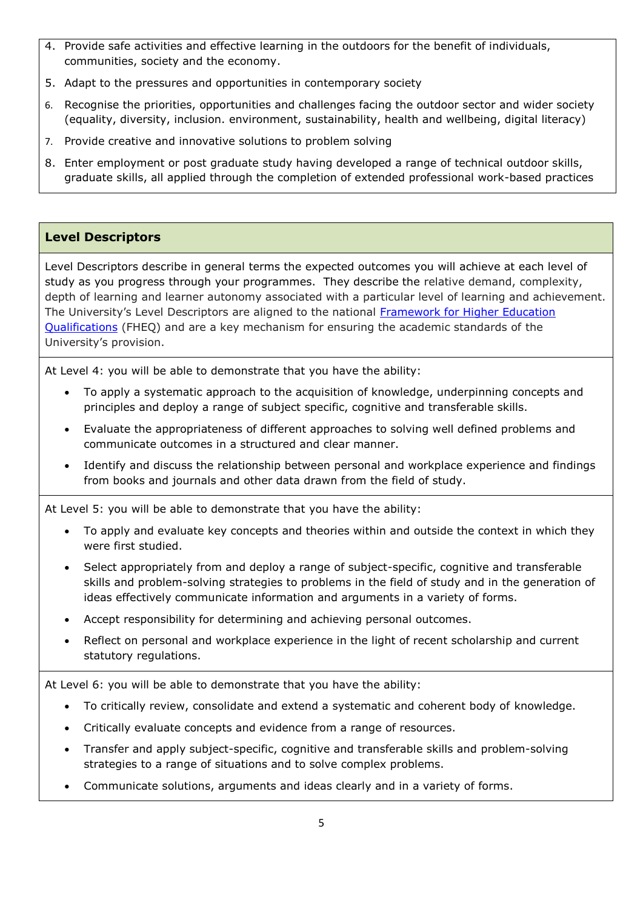4. Provide safe activities and effective learning in the outdoors for the benefit of individuals, communities, society and the economy.
5. Adapt to the pressures and opportunities in contemporary society
6. Recognise the priorities, opportunities and challenges facing the outdoor sector and wider society (equality, diversity, inclusion. environment, sustainability, health and wellbeing, digital literacy)
7. Provide creative and innovative solutions to problem solving
8. Enter employment or post graduate study having developed a range of technical outdoor skills, graduate skills, all applied through the completion of extended professional work-based practices

## Level Descriptors

Level Descriptors describe in general terms the expected outcomes you will achieve at each level of study as you progress through your programmes. They describe the relative demand, complexity, depth of learning and learner autonomy associated with a particular level of learning and achievement. The University's Level Descriptors are aligned to the national [Framework for Higher Education Qualifications](#) (FHEQ) and are a key mechanism for ensuring the academic standards of the University's provision.

At Level 4: you will be able to demonstrate that you have the ability:

- To apply a systematic approach to the acquisition of knowledge, underpinning concepts and principles and deploy a range of subject specific, cognitive and transferable skills.
- Evaluate the appropriateness of different approaches to solving well defined problems and communicate outcomes in a structured and clear manner.
- Identify and discuss the relationship between personal and workplace experience and findings from books and journals and other data drawn from the field of study.

At Level 5: you will be able to demonstrate that you have the ability:

- To apply and evaluate key concepts and theories within and outside the context in which they were first studied.
- Select appropriately from and deploy a range of subject-specific, cognitive and transferable skills and problem-solving strategies to problems in the field of study and in the generation of ideas effectively communicate information and arguments in a variety of forms.
- Accept responsibility for determining and achieving personal outcomes.
- Reflect on personal and workplace experience in the light of recent scholarship and current statutory regulations.

At Level 6: you will be able to demonstrate that you have the ability:

- To critically review, consolidate and extend a systematic and coherent body of knowledge.
- Critically evaluate concepts and evidence from a range of resources.
- Transfer and apply subject-specific, cognitive and transferable skills and problem-solving strategies to a range of situations and to solve complex problems.
- Communicate solutions, arguments and ideas clearly and in a variety of forms.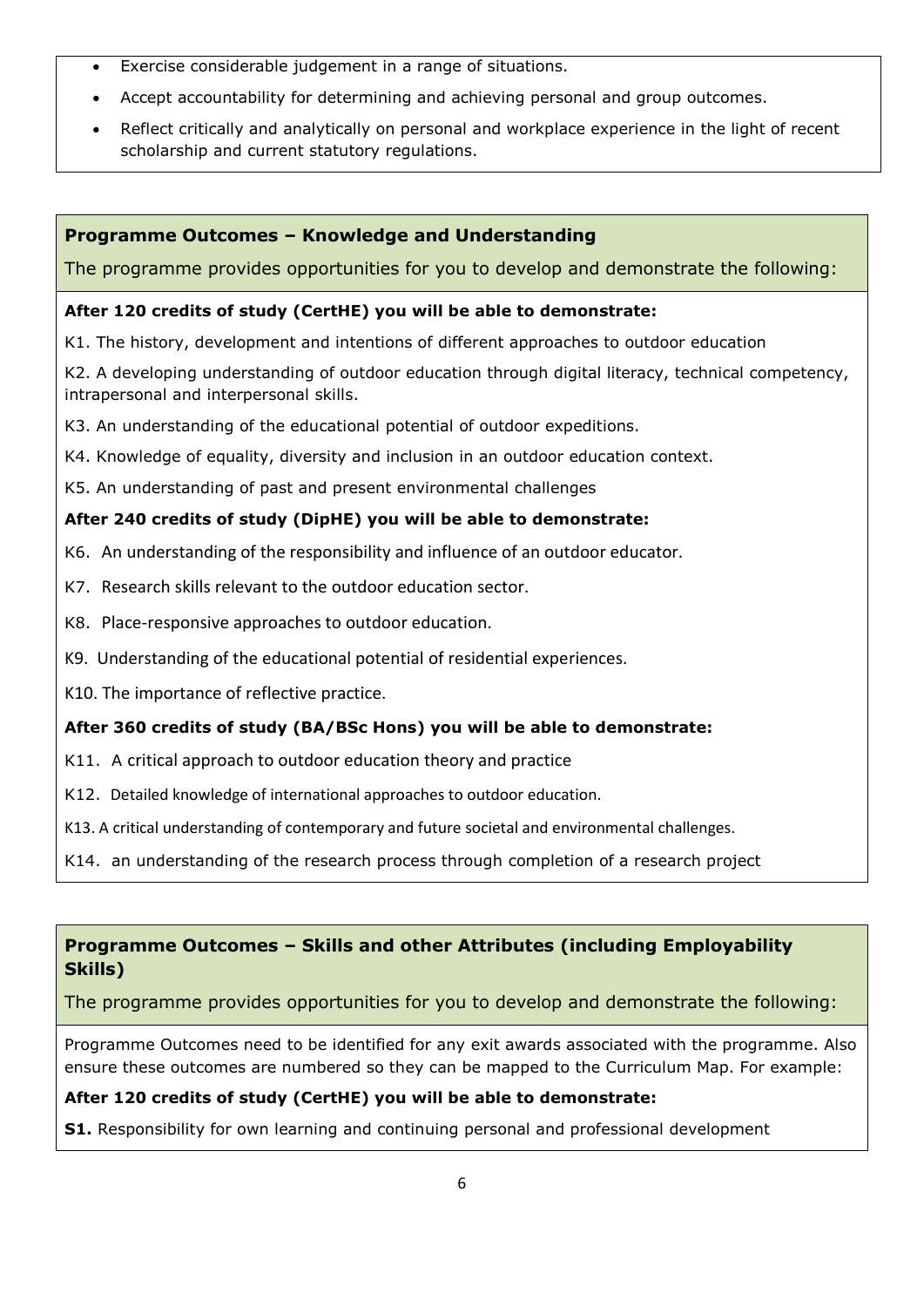- Exercise considerable judgement in a range of situations.
- Accept accountability for determining and achieving personal and group outcomes.
- Reflect critically and analytically on personal and workplace experience in the light of recent scholarship and current statutory regulations.

## Programme Outcomes – Knowledge and Understanding

The programme provides opportunities for you to develop and demonstrate the following:

**After 120 credits of study (CertHE) you will be able to demonstrate:**

K1. The history, development and intentions of different approaches to outdoor education

K2. A developing understanding of outdoor education through digital literacy, technical competency, intrapersonal and interpersonal skills.

K3. An understanding of the educational potential of outdoor expeditions.

K4. Knowledge of equality, diversity and inclusion in an outdoor education context.

K5. An understanding of past and present environmental challenges

**After 240 credits of study (DipHE) you will be able to demonstrate:**

K6. An understanding of the responsibility and influence of an outdoor educator.

K7. Research skills relevant to the outdoor education sector.

K8. Place-responsive approaches to outdoor education.

K9. Understanding of the educational potential of residential experiences.

K10. The importance of reflective practice.

**After 360 credits of study (BA/BSc Hons) you will be able to demonstrate:**

K11. A critical approach to outdoor education theory and practice

K12. Detailed knowledge of international approaches to outdoor education.

K13. A critical understanding of contemporary and future societal and environmental challenges.

K14. an understanding of the research process through completion of a research project

## Programme Outcomes – Skills and other Attributes (including Employability Skills)

The programme provides opportunities for you to develop and demonstrate the following:

Programme Outcomes need to be identified for any exit awards associated with the programme. Also ensure these outcomes are numbered so they can be mapped to the Curriculum Map. For example:

**After 120 credits of study (CertHE) you will be able to demonstrate:**

**S1.** Responsibility for own learning and continuing personal and professional development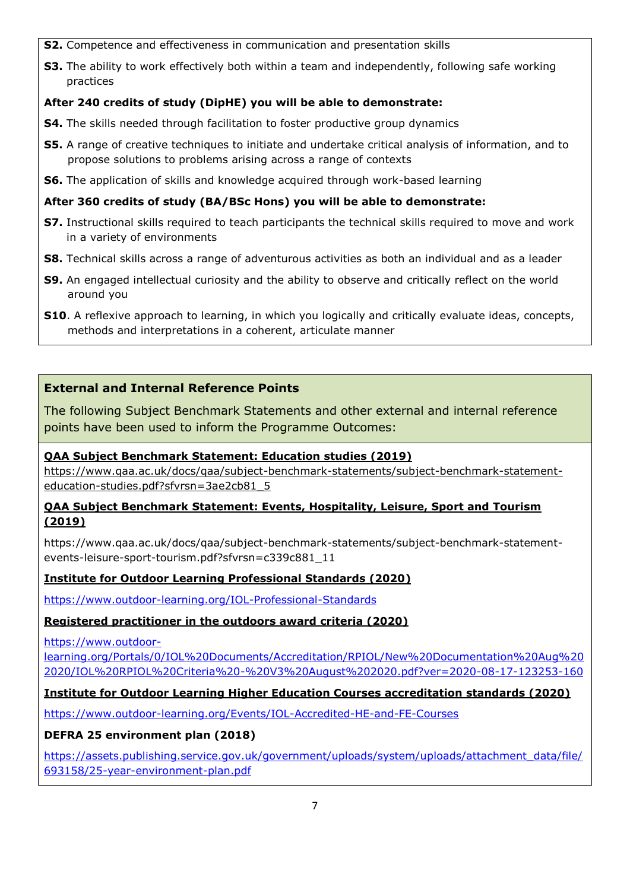**S2.** Competence and effectiveness in communication and presentation skills

**S3.** The ability to work effectively both within a team and independently, following safe working practices

**After 240 credits of study (DipHE) you will be able to demonstrate:**

**S4.** The skills needed through facilitation to foster productive group dynamics

**S5.** A range of creative techniques to initiate and undertake critical analysis of information, and to propose solutions to problems arising across a range of contexts

**S6.** The application of skills and knowledge acquired through work-based learning

**After 360 credits of study (BA/BSc Hons) you will be able to demonstrate:**

**S7.** Instructional skills required to teach participants the technical skills required to move and work in a variety of environments

**S8.** Technical skills across a range of adventurous activities as both an individual and as a leader

**S9.** An engaged intellectual curiosity and the ability to observe and critically reflect on the world around you

**S10**. A reflexive approach to learning, in which you logically and critically evaluate ideas, concepts, methods and interpretations in a coherent, articulate manner

## External and Internal Reference Points

The following Subject Benchmark Statements and other external and internal reference points have been used to inform the Programme Outcomes:

**QAA Subject Benchmark Statement: Education studies (2019)**

https://www.qaa.ac.uk/docs/qaa/subject-benchmark-statements/subject-benchmark-statement-education-studies.pdf?sfvrsn=3ae2cb81_5

**QAA Subject Benchmark Statement: Events, Hospitality, Leisure, Sport and Tourism (2019)**

https://www.qaa.ac.uk/docs/qaa/subject-benchmark-statements/subject-benchmark-statement-events-leisure-sport-tourism.pdf?sfvrsn=c339c881_11

**Institute for Outdoor Learning Professional Standards (2020)**

https://www.outdoor-learning.org/IOL-Professional-Standards

**Registered practitioner in the outdoors award criteria (2020)**

https://www.outdoor-learning.org/Portals/0/IOL%20Documents/Accreditation/RPIOL/New%20Documentation%20Aug%202020/IOL%20RPIOL%20Criteria%20-%20V3%20August%202020.pdf?ver=2020-08-17-123253-160

**Institute for Outdoor Learning Higher Education Courses accreditation standards (2020)**

https://www.outdoor-learning.org/Events/IOL-Accredited-HE-and-FE-Courses

**DEFRA 25 environment plan (2018)**

https://assets.publishing.service.gov.uk/government/uploads/system/uploads/attachment_data/file/693158/25-year-environment-plan.pdf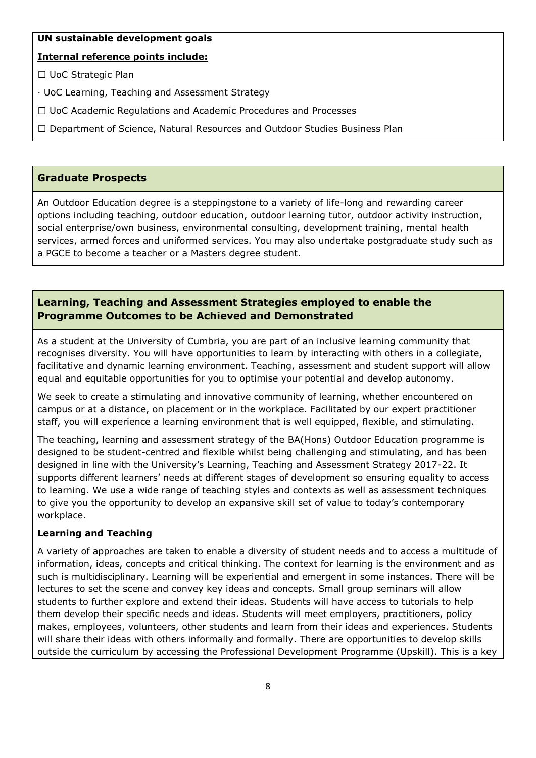**UN sustainable development goals**

**Internal reference points include:**

☐ UoC Strategic Plan

· UoC Learning, Teaching and Assessment Strategy

☐ UoC Academic Regulations and Academic Procedures and Processes

☐ Department of Science, Natural Resources and Outdoor Studies Business Plan

## Graduate Prospects

An Outdoor Education degree is a steppingstone to a variety of life-long and rewarding career options including teaching, outdoor education, outdoor learning tutor, outdoor activity instruction, social enterprise/own business, environmental consulting, development training, mental health services, armed forces and uniformed services. You may also undertake postgraduate study such as a PGCE to become a teacher or a Masters degree student.

## Learning, Teaching and Assessment Strategies employed to enable the Programme Outcomes to be Achieved and Demonstrated

As a student at the University of Cumbria, you are part of an inclusive learning community that recognises diversity. You will have opportunities to learn by interacting with others in a collegiate, facilitative and dynamic learning environment. Teaching, assessment and student support will allow equal and equitable opportunities for you to optimise your potential and develop autonomy.

We seek to create a stimulating and innovative community of learning, whether encountered on campus or at a distance, on placement or in the workplace. Facilitated by our expert practitioner staff, you will experience a learning environment that is well equipped, flexible, and stimulating.

The teaching, learning and assessment strategy of the BA(Hons) Outdoor Education programme is designed to be student-centred and flexible whilst being challenging and stimulating, and has been designed in line with the University's Learning, Teaching and Assessment Strategy 2017-22. It supports different learners' needs at different stages of development so ensuring equality to access to learning. We use a wide range of teaching styles and contexts as well as assessment techniques to give you the opportunity to develop an expansive skill set of value to today's contemporary workplace.

**Learning and Teaching**

A variety of approaches are taken to enable a diversity of student needs and to access a multitude of information, ideas, concepts and critical thinking. The context for learning is the environment and as such is multidisciplinary. Learning will be experiential and emergent in some instances. There will be lectures to set the scene and convey key ideas and concepts. Small group seminars will allow students to further explore and extend their ideas. Students will have access to tutorials to help them develop their specific needs and ideas. Students will meet employers, practitioners, policy makes, employees, volunteers, other students and learn from their ideas and experiences. Students will share their ideas with others informally and formally. There are opportunities to develop skills outside the curriculum by accessing the Professional Development Programme (Upskill). This is a key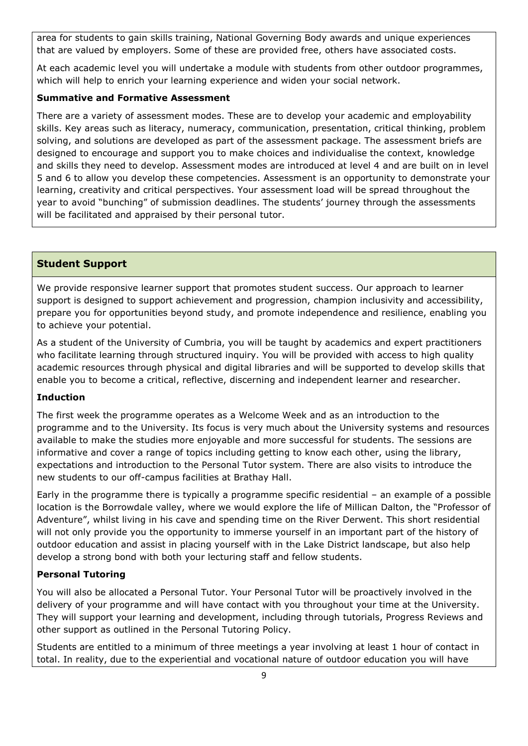area for students to gain skills training, National Governing Body awards and unique experiences that are valued by employers. Some of these are provided free, others have associated costs.

At each academic level you will undertake a module with students from other outdoor programmes, which will help to enrich your learning experience and widen your social network.

**Summative and Formative Assessment**

There are a variety of assessment modes. These are to develop your academic and employability skills. Key areas such as literacy, numeracy, communication, presentation, critical thinking, problem solving, and solutions are developed as part of the assessment package. The assessment briefs are designed to encourage and support you to make choices and individualise the context, knowledge and skills they need to develop. Assessment modes are introduced at level 4 and are built on in level 5 and 6 to allow you develop these competencies. Assessment is an opportunity to demonstrate your learning, creativity and critical perspectives. Your assessment load will be spread throughout the year to avoid "bunching" of submission deadlines. The students' journey through the assessments will be facilitated and appraised by their personal tutor.

## Student Support

We provide responsive learner support that promotes student success. Our approach to learner support is designed to support achievement and progression, champion inclusivity and accessibility, prepare you for opportunities beyond study, and promote independence and resilience, enabling you to achieve your potential.

As a student of the University of Cumbria, you will be taught by academics and expert practitioners who facilitate learning through structured inquiry. You will be provided with access to high quality academic resources through physical and digital libraries and will be supported to develop skills that enable you to become a critical, reflective, discerning and independent learner and researcher.

**Induction**

The first week the programme operates as a Welcome Week and as an introduction to the programme and to the University. Its focus is very much about the University systems and resources available to make the studies more enjoyable and more successful for students. The sessions are informative and cover a range of topics including getting to know each other, using the library, expectations and introduction to the Personal Tutor system. There are also visits to introduce the new students to our off-campus facilities at Brathay Hall.

Early in the programme there is typically a programme specific residential – an example of a possible location is the Borrowdale valley, where we would explore the life of Millican Dalton, the "Professor of Adventure", whilst living in his cave and spending time on the River Derwent. This short residential will not only provide you the opportunity to immerse yourself in an important part of the history of outdoor education and assist in placing yourself with in the Lake District landscape, but also help develop a strong bond with both your lecturing staff and fellow students.

**Personal Tutoring**

You will also be allocated a Personal Tutor. Your Personal Tutor will be proactively involved in the delivery of your programme and will have contact with you throughout your time at the University. They will support your learning and development, including through tutorials, Progress Reviews and other support as outlined in the Personal Tutoring Policy.

Students are entitled to a minimum of three meetings a year involving at least 1 hour of contact in total. In reality, due to the experiential and vocational nature of outdoor education you will have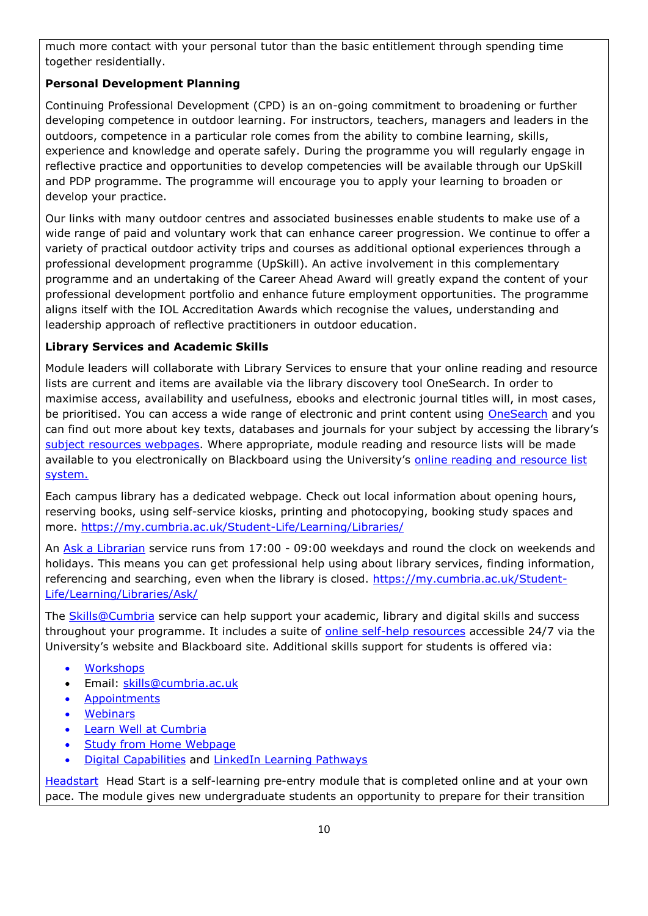much more contact with your personal tutor than the basic entitlement through spending time together residentially.

**Personal Development Planning**

Continuing Professional Development (CPD) is an on-going commitment to broadening or further developing competence in outdoor learning. For instructors, teachers, managers and leaders in the outdoors, competence in a particular role comes from the ability to combine learning, skills, experience and knowledge and operate safely. During the programme you will regularly engage in reflective practice and opportunities to develop competencies will be available through our UpSkill and PDP programme. The programme will encourage you to apply your learning to broaden or develop your practice.

Our links with many outdoor centres and associated businesses enable students to make use of a wide range of paid and voluntary work that can enhance career progression. We continue to offer a variety of practical outdoor activity trips and courses as additional optional experiences through a professional development programme (UpSkill). An active involvement in this complementary programme and an undertaking of the Career Ahead Award will greatly expand the content of your professional development portfolio and enhance future employment opportunities. The programme aligns itself with the IOL Accreditation Awards which recognise the values, understanding and leadership approach of reflective practitioners in outdoor education.

**Library Services and Academic Skills**

Module leaders will collaborate with Library Services to ensure that your online reading and resource lists are current and items are available via the library discovery tool OneSearch. In order to maximise access, availability and usefulness, ebooks and electronic journal titles will, in most cases, be prioritised. You can access a wide range of electronic and print content using OneSearch and you can find out more about key texts, databases and journals for your subject by accessing the library's subject resources webpages. Where appropriate, module reading and resource lists will be made available to you electronically on Blackboard using the University's online reading and resource list system.

Each campus library has a dedicated webpage. Check out local information about opening hours, reserving books, using self-service kiosks, printing and photocopying, booking study spaces and more. https://my.cumbria.ac.uk/Student-Life/Learning/Libraries/

An Ask a Librarian service runs from 17:00 - 09:00 weekdays and round the clock on weekends and holidays. This means you can get professional help using about library services, finding information, referencing and searching, even when the library is closed. https://my.cumbria.ac.uk/Student-Life/Learning/Libraries/Ask/

The Skills@Cumbria service can help support your academic, library and digital skills and success throughout your programme. It includes a suite of online self-help resources accessible 24/7 via the University's website and Blackboard site. Additional skills support for students is offered via:

- Workshops
- Email: skills@cumbria.ac.uk
- Appointments
- Webinars
- Learn Well at Cumbria
- Study from Home Webpage
- Digital Capabilities and LinkedIn Learning Pathways

Headstart  Head Start is a self-learning pre-entry module that is completed online and at your own pace. The module gives new undergraduate students an opportunity to prepare for their transition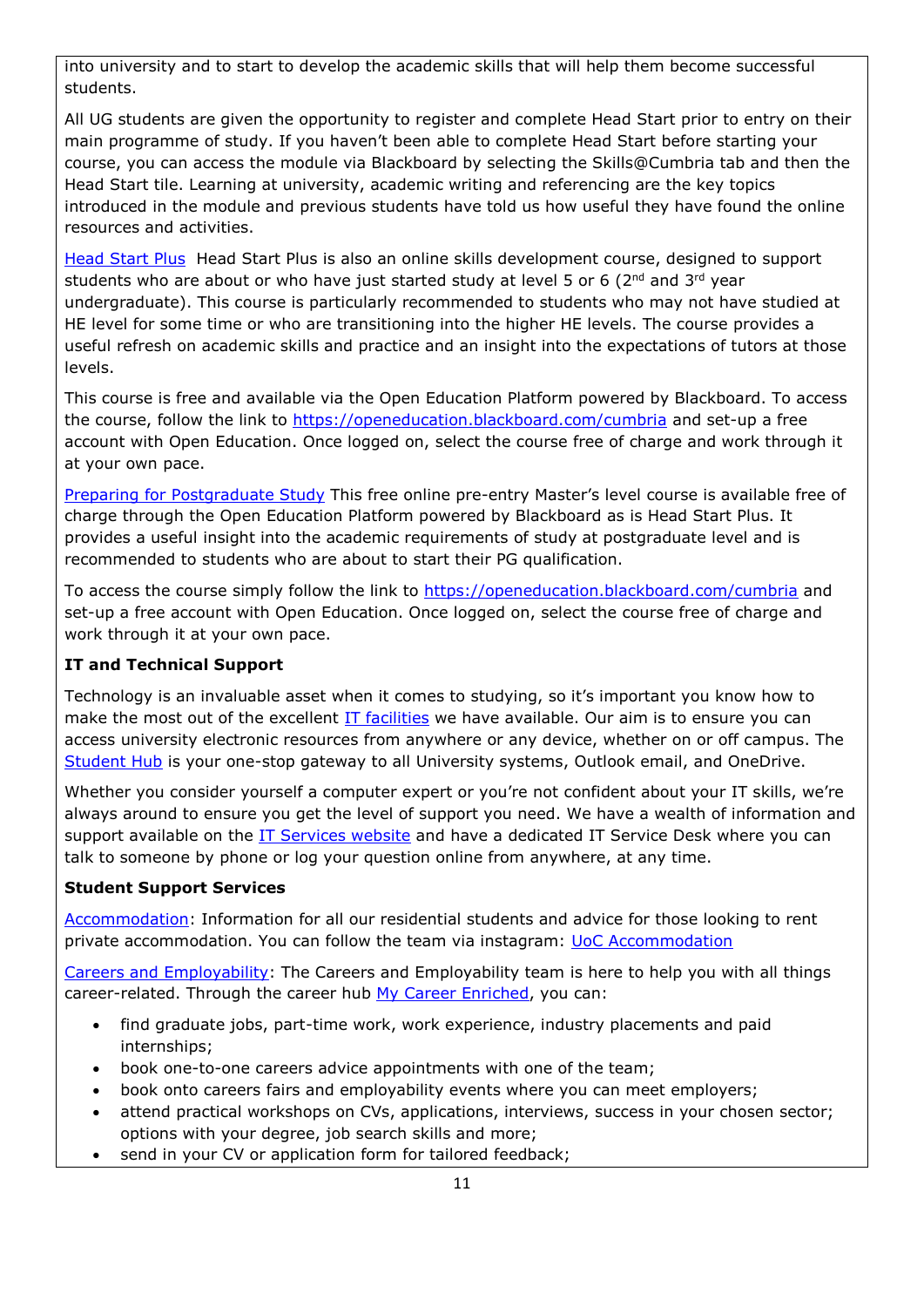into university and to start to develop the academic skills that will help them become successful students.

All UG students are given the opportunity to register and complete Head Start prior to entry on their main programme of study. If you haven't been able to complete Head Start before starting your course, you can access the module via Blackboard by selecting the Skills@Cumbria tab and then the Head Start tile. Learning at university, academic writing and referencing are the key topics introduced in the module and previous students have told us how useful they have found the online resources and activities.

Head Start Plus  Head Start Plus is also an online skills development course, designed to support students who are about or who have just started study at level 5 or 6 (2nd and 3rd year undergraduate). This course is particularly recommended to students who may not have studied at HE level for some time or who are transitioning into the higher HE levels. The course provides a useful refresh on academic skills and practice and an insight into the expectations of tutors at those levels.

This course is free and available via the Open Education Platform powered by Blackboard. To access the course, follow the link to https://openeducation.blackboard.com/cumbria and set-up a free account with Open Education. Once logged on, select the course free of charge and work through it at your own pace.

Preparing for Postgraduate Study This free online pre-entry Master's level course is available free of charge through the Open Education Platform powered by Blackboard as is Head Start Plus. It provides a useful insight into the academic requirements of study at postgraduate level and is recommended to students who are about to start their PG qualification.

To access the course simply follow the link to https://openeducation.blackboard.com/cumbria and set-up a free account with Open Education. Once logged on, select the course free of charge and work through it at your own pace.

**IT and Technical Support**

Technology is an invaluable asset when it comes to studying, so it's important you know how to make the most out of the excellent IT facilities we have available. Our aim is to ensure you can access university electronic resources from anywhere or any device, whether on or off campus. The Student Hub is your one-stop gateway to all University systems, Outlook email, and OneDrive.

Whether you consider yourself a computer expert or you're not confident about your IT skills, we're always around to ensure you get the level of support you need. We have a wealth of information and support available on the IT Services website and have a dedicated IT Service Desk where you can talk to someone by phone or log your question online from anywhere, at any time.

**Student Support Services**

Accommodation: Information for all our residential students and advice for those looking to rent private accommodation. You can follow the team via instagram: UoC Accommodation

Careers and Employability: The Careers and Employability team is here to help you with all things career-related. Through the career hub My Career Enriched, you can:

- find graduate jobs, part-time work, work experience, industry placements and paid internships;
- book one-to-one careers advice appointments with one of the team;
- book onto careers fairs and employability events where you can meet employers;
- attend practical workshops on CVs, applications, interviews, success in your chosen sector; options with your degree, job search skills and more;
- send in your CV or application form for tailored feedback;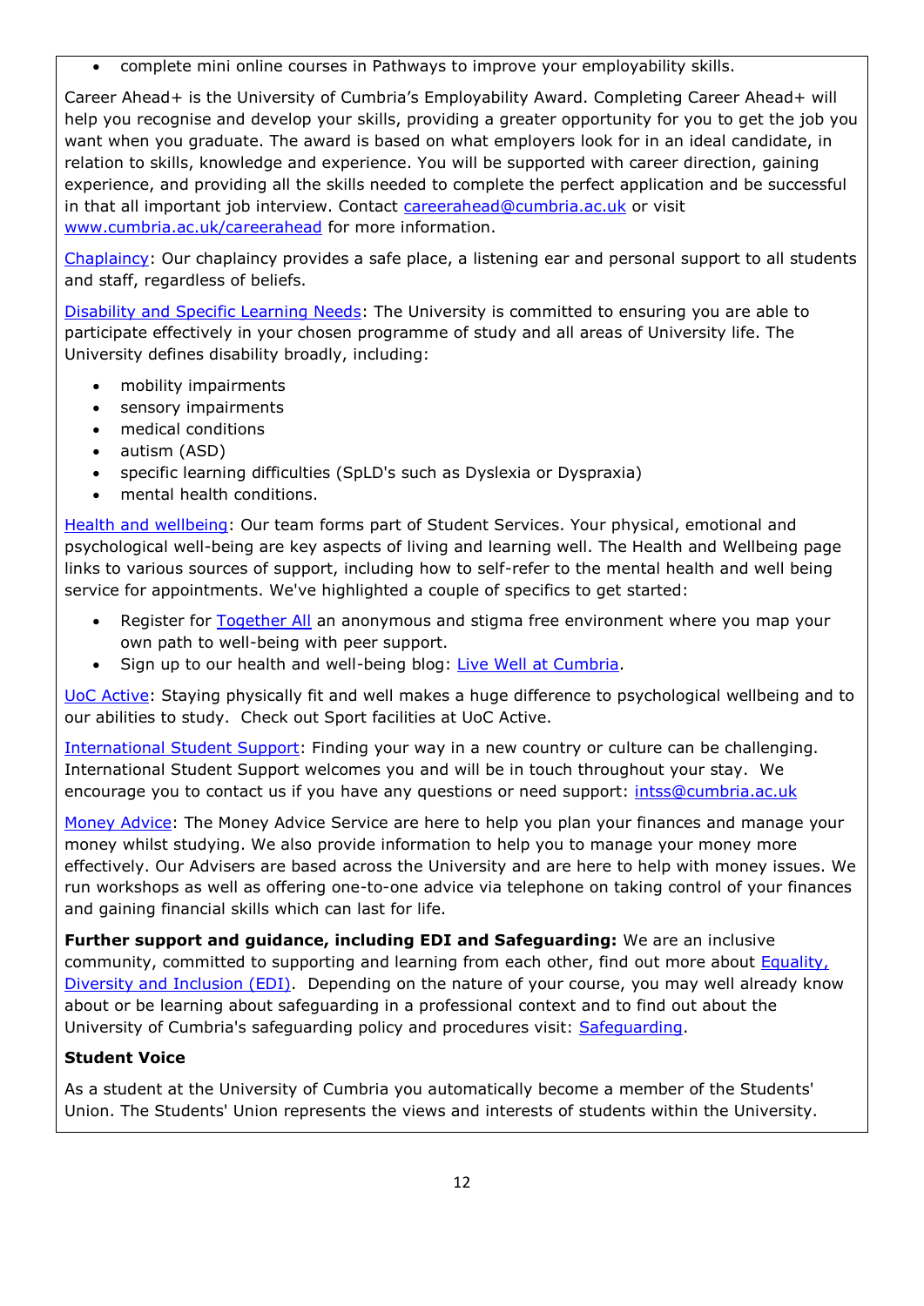- complete mini online courses in Pathways to improve your employability skills.

Career Ahead+ is the University of Cumbria's Employability Award. Completing Career Ahead+ will help you recognise and develop your skills, providing a greater opportunity for you to get the job you want when you graduate. The award is based on what employers look for in an ideal candidate, in relation to skills, knowledge and experience. You will be supported with career direction, gaining experience, and providing all the skills needed to complete the perfect application and be successful in that all important job interview. Contact careerahead@cumbria.ac.uk or visit www.cumbria.ac.uk/careerahead for more information.

Chaplaincy: Our chaplaincy provides a safe place, a listening ear and personal support to all students and staff, regardless of beliefs.

Disability and Specific Learning Needs: The University is committed to ensuring you are able to participate effectively in your chosen programme of study and all areas of University life. The University defines disability broadly, including:

- mobility impairments
- sensory impairments
- medical conditions
- autism (ASD)
- specific learning difficulties (SpLD's such as Dyslexia or Dyspraxia)
- mental health conditions.

Health and wellbeing: Our team forms part of Student Services. Your physical, emotional and psychological well-being are key aspects of living and learning well. The Health and Wellbeing page links to various sources of support, including how to self-refer to the mental health and well being service for appointments. We've highlighted a couple of specifics to get started:

- Register for Together All an anonymous and stigma free environment where you map your own path to well-being with peer support.
- Sign up to our health and well-being blog: Live Well at Cumbria.

UoC Active: Staying physically fit and well makes a huge difference to psychological wellbeing and to our abilities to study. Check out Sport facilities at UoC Active.

International Student Support: Finding your way in a new country or culture can be challenging. International Student Support welcomes you and will be in touch throughout your stay. We encourage you to contact us if you have any questions or need support: intss@cumbria.ac.uk

Money Advice: The Money Advice Service are here to help you plan your finances and manage your money whilst studying. We also provide information to help you to manage your money more effectively. Our Advisers are based across the University and are here to help with money issues. We run workshops as well as offering one-to-one advice via telephone on taking control of your finances and gaining financial skills which can last for life.

**Further support and guidance, including EDI and Safeguarding:** We are an inclusive community, committed to supporting and learning from each other, find out more about Equality, Diversity and Inclusion (EDI). Depending on the nature of your course, you may well already know about or be learning about safeguarding in a professional context and to find out about the University of Cumbria's safeguarding policy and procedures visit: Safeguarding.

**Student Voice**

As a student at the University of Cumbria you automatically become a member of the Students' Union. The Students' Union represents the views and interests of students within the University.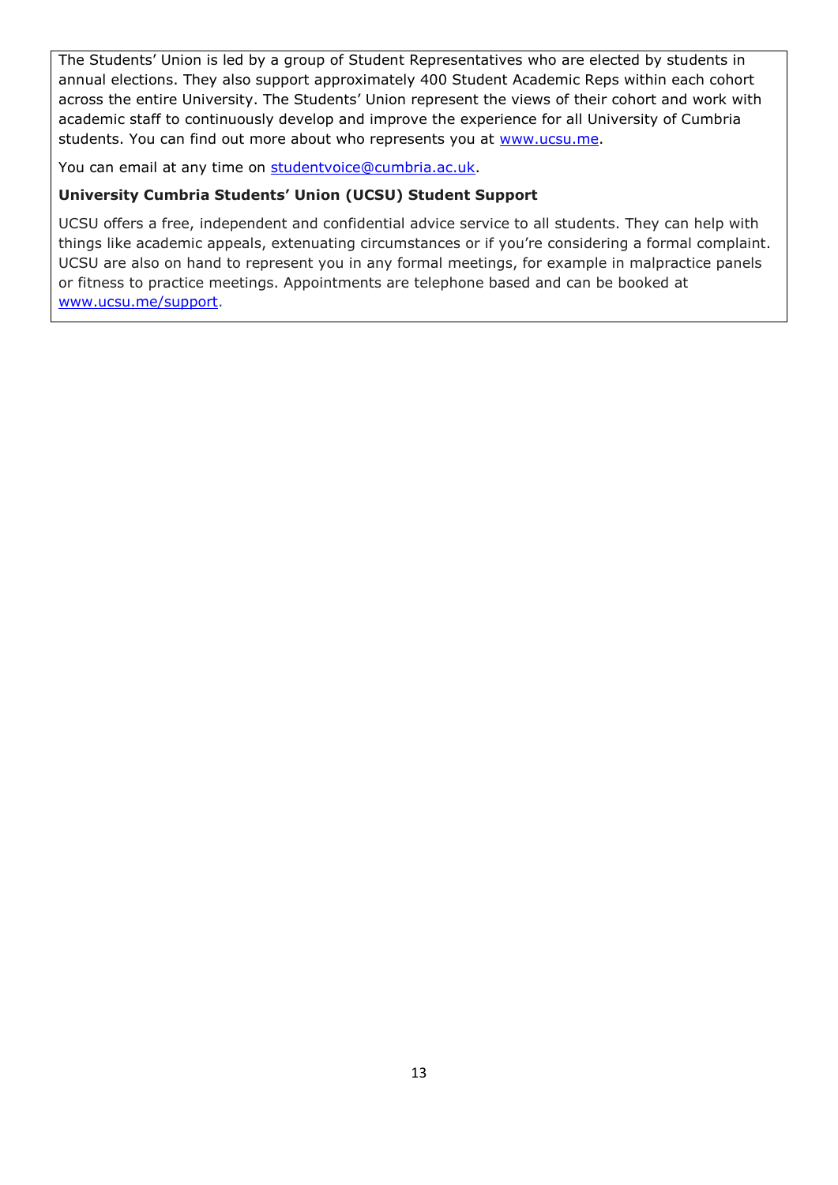The Students' Union is led by a group of Student Representatives who are elected by students in annual elections. They also support approximately 400 Student Academic Reps within each cohort across the entire University. The Students' Union represent the views of their cohort and work with academic staff to continuously develop and improve the experience for all University of Cumbria students. You can find out more about who represents you at [www.ucsu.me](www.ucsu.me).

You can email at any time on [studentvoice@cumbria.ac.uk](mailto:studentvoice@cumbria.ac.uk).

**University Cumbria Students' Union (UCSU) Student Support**

UCSU offers a free, independent and confidential advice service to all students. They can help with things like academic appeals, extenuating circumstances or if you're considering a formal complaint. UCSU are also on hand to represent you in any formal meetings, for example in malpractice panels or fitness to practice meetings. Appointments are telephone based and can be booked at [www.ucsu.me/support](www.ucsu.me/support).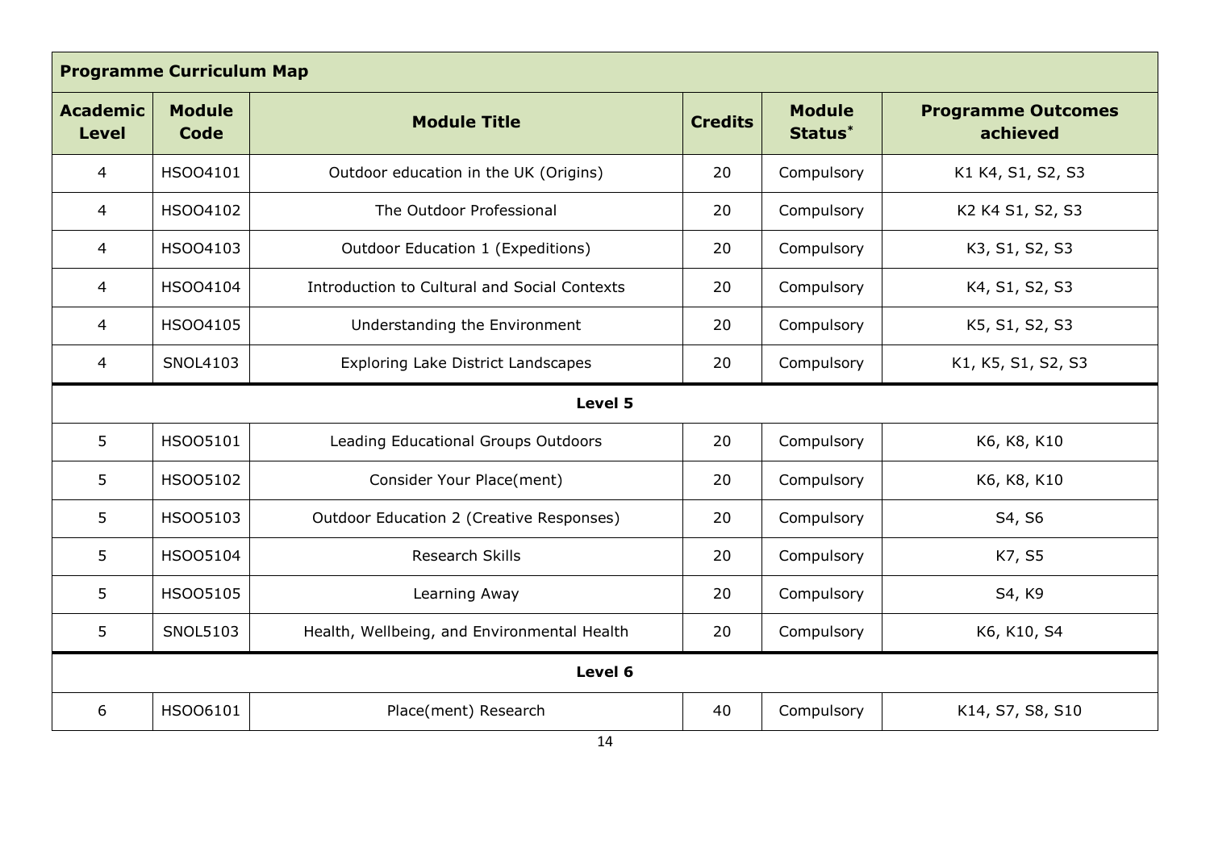| **Programme Curriculum Map** | | | | | |
|---|---|---|---|---|---|
| **Academic Level** | **Module Code** | **Module Title** | **Credits** | **Module Status*** | **Programme Outcomes achieved** |
| 4 | HSOO4101 | Outdoor education in the UK (Origins) | 20 | Compulsory | K1 K4, S1, S2, S3 |
| 4 | HSOO4102 | The Outdoor Professional | 20 | Compulsory | K2 K4 S1, S2, S3 |
| 4 | HSOO4103 | Outdoor Education 1 (Expeditions) | 20 | Compulsory | K3, S1, S2, S3 |
| 4 | HSOO4104 | Introduction to Cultural and Social Contexts | 20 | Compulsory | K4, S1, S2, S3 |
| 4 | HSOO4105 | Understanding the Environment | 20 | Compulsory | K5, S1, S2, S3 |
| 4 | SNOL4103 | Exploring Lake District Landscapes | 20 | Compulsory | K1, K5, S1, S2, S3 |
| **Level 5** | | | | | |
| 5 | HSOO5101 | Leading Educational Groups Outdoors | 20 | Compulsory | K6, K8, K10 |
| 5 | HSOO5102 | Consider Your Place(ment) | 20 | Compulsory | K6, K8, K10 |
| 5 | HSOO5103 | Outdoor Education 2 (Creative Responses) | 20 | Compulsory | S4, S6 |
| 5 | HSOO5104 | Research Skills | 20 | Compulsory | K7, S5 |
| 5 | HSOO5105 | Learning Away | 20 | Compulsory | S4, K9 |
| 5 | SNOL5103 | Health, Wellbeing, and Environmental Health | 20 | Compulsory | K6, K10, S4 |
| **Level 6** | | | | | |
| 6 | HSOO6101 | Place(ment) Research | 40 | Compulsory | K14, S7, S8, S10 |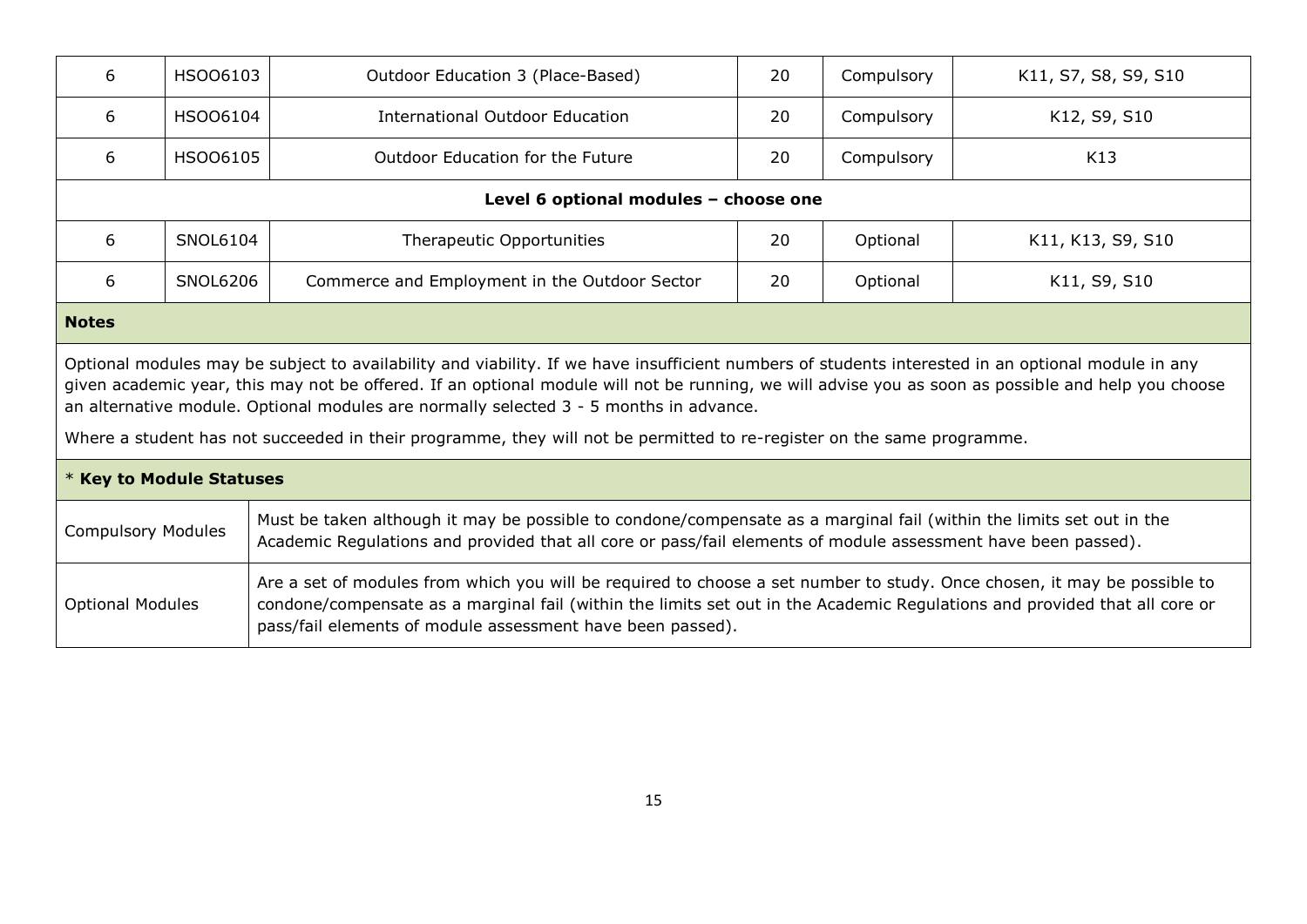| Level | Code | Module | Credits | Status | KSBs |
|---|---|---|---|---|---|
| 6 | HSOO6103 | Outdoor Education 3 (Place-Based) | 20 | Compulsory | K11, S7, S8, S9, S10 |
| 6 | HSOO6104 | International Outdoor Education | 20 | Compulsory | K12, S9, S10 |
| 6 | HSOO6105 | Outdoor Education for the Future | 20 | Compulsory | K13 |
| **Level 6 optional modules – choose one** | | | | | |
| 6 | SNOL6104 | Therapeutic Opportunities | 20 | Optional | K11, K13, S9, S10 |
| 6 | SNOL6206 | Commerce and Employment in the Outdoor Sector | 20 | Optional | K11, S9, S10 |

**Notes**

Optional modules may be subject to availability and viability. If we have insufficient numbers of students interested in an optional module in any given academic year, this may not be offered. If an optional module will not be running, we will advise you as soon as possible and help you choose an alternative module. Optional modules are normally selected 3 - 5 months in advance.

Where a student has not succeeded in their programme, they will not be permitted to re-register on the same programme.

| * **Key to Module Statuses** | |
|---|---|
| Compulsory Modules | Must be taken although it may be possible to condone/compensate as a marginal fail (within the limits set out in the Academic Regulations and provided that all core or pass/fail elements of module assessment have been passed). |
| Optional Modules | Are a set of modules from which you will be required to choose a set number to study. Once chosen, it may be possible to condone/compensate as a marginal fail (within the limits set out in the Academic Regulations and provided that all core or pass/fail elements of module assessment have been passed). |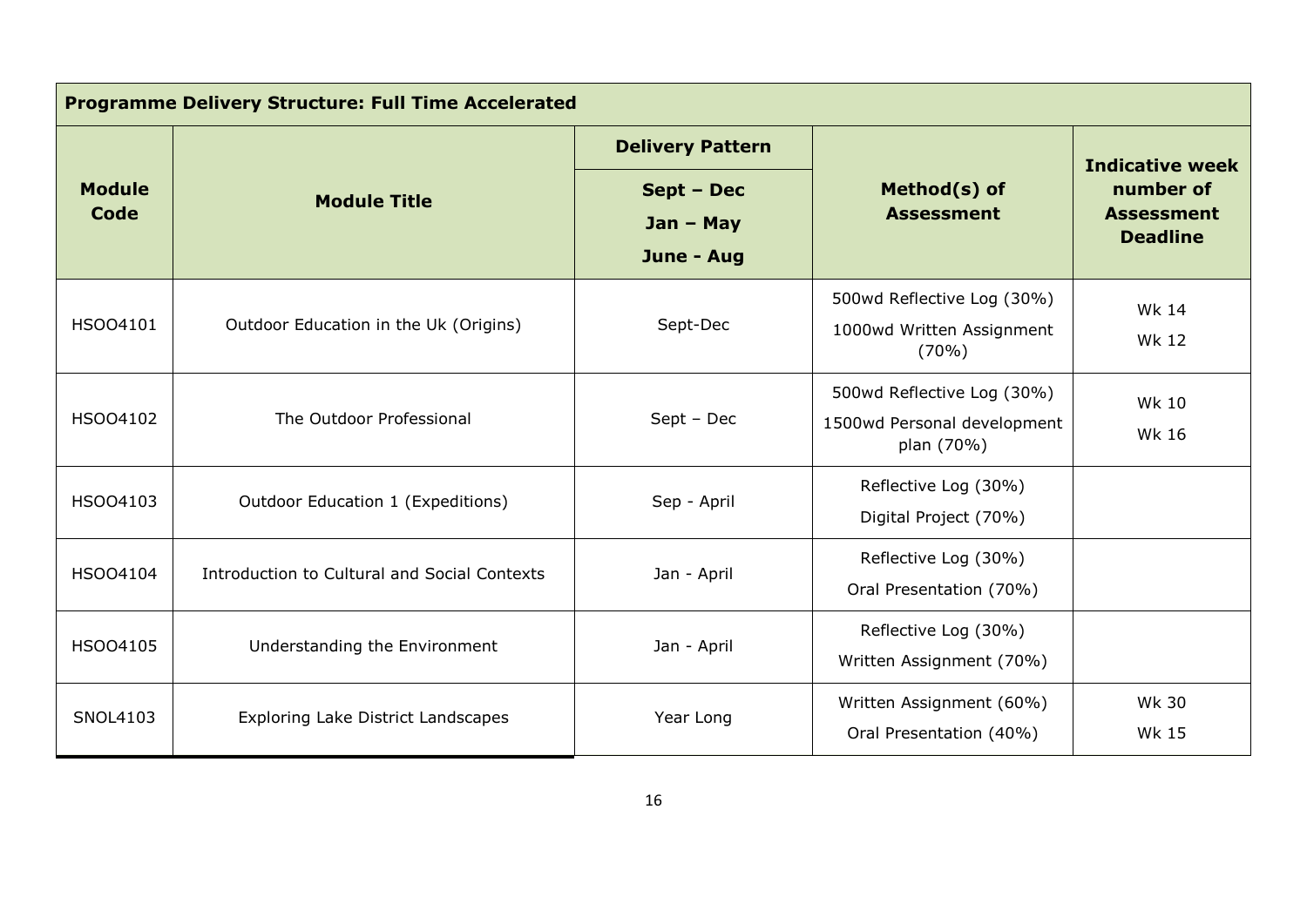| Programme Delivery Structure: Full Time Accelerated | | | | |
|---|---|---|---|---|
| **Module Code** | **Module Title** | **Delivery Pattern**<br>**Sept – Dec**<br>**Jan – May**<br>**June - Aug** | **Method(s) of Assessment** | **Indicative week number of Assessment Deadline** |
| HSOO4101 | Outdoor Education in the Uk (Origins) | Sept-Dec | 500wd Reflective Log (30%)<br>1000wd Written Assignment (70%) | Wk 14<br>Wk 12 |
| HSOO4102 | The Outdoor Professional | Sept – Dec | 500wd Reflective Log (30%)<br>1500wd Personal development plan (70%) | Wk 10<br>Wk 16 |
| HSOO4103 | Outdoor Education 1 (Expeditions) | Sep - April | Reflective Log (30%)<br>Digital Project (70%) | |
| HSOO4104 | Introduction to Cultural and Social Contexts | Jan - April | Reflective Log (30%)<br>Oral Presentation (70%) | |
| HSOO4105 | Understanding the Environment | Jan - April | Reflective Log (30%)<br>Written Assignment (70%) | |
| SNOL4103 | Exploring Lake District Landscapes | Year Long | Written Assignment (60%)<br>Oral Presentation (40%) | Wk 30<br>Wk 15 |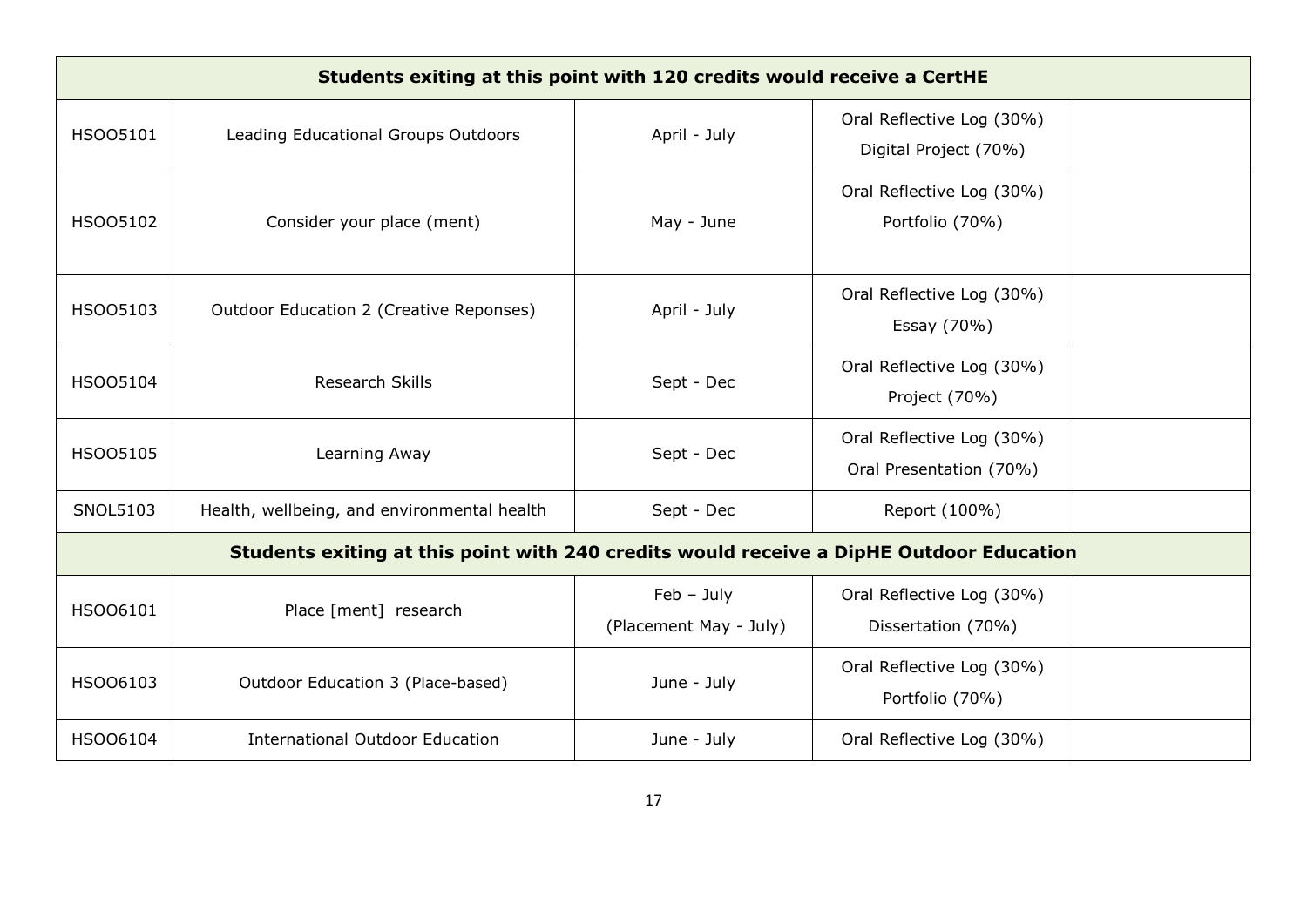| Students exiting at this point with 120 credits would receive a CertHE | | | | |
|---|---|---|---|---|
| HSOO5101 | Leading Educational Groups Outdoors | April - July | Oral Reflective Log (30%) Digital Project (70%) | |
| HSOO5102 | Consider your place (ment) | May - June | Oral Reflective Log (30%) Portfolio (70%) | |
| HSOO5103 | Outdoor Education 2 (Creative Reponses) | April - July | Oral Reflective Log (30%) Essay (70%) | |
| HSOO5104 | Research Skills | Sept - Dec | Oral Reflective Log (30%) Project (70%) | |
| HSOO5105 | Learning Away | Sept - Dec | Oral Reflective Log (30%) Oral Presentation (70%) | |
| SNOL5103 | Health, wellbeing, and environmental health | Sept - Dec | Report (100%) | |
| **Students exiting at this point with 240 credits would receive a DipHE Outdoor Education** | | | | |
| HSOO6101 | Place [ment] research | Feb – July (Placement May - July) | Oral Reflective Log (30%) Dissertation (70%) | |
| HSOO6103 | Outdoor Education 3 (Place-based) | June - July | Oral Reflective Log (30%) Portfolio (70%) | |
| HSOO6104 | International Outdoor Education | June - July | Oral Reflective Log (30%) | |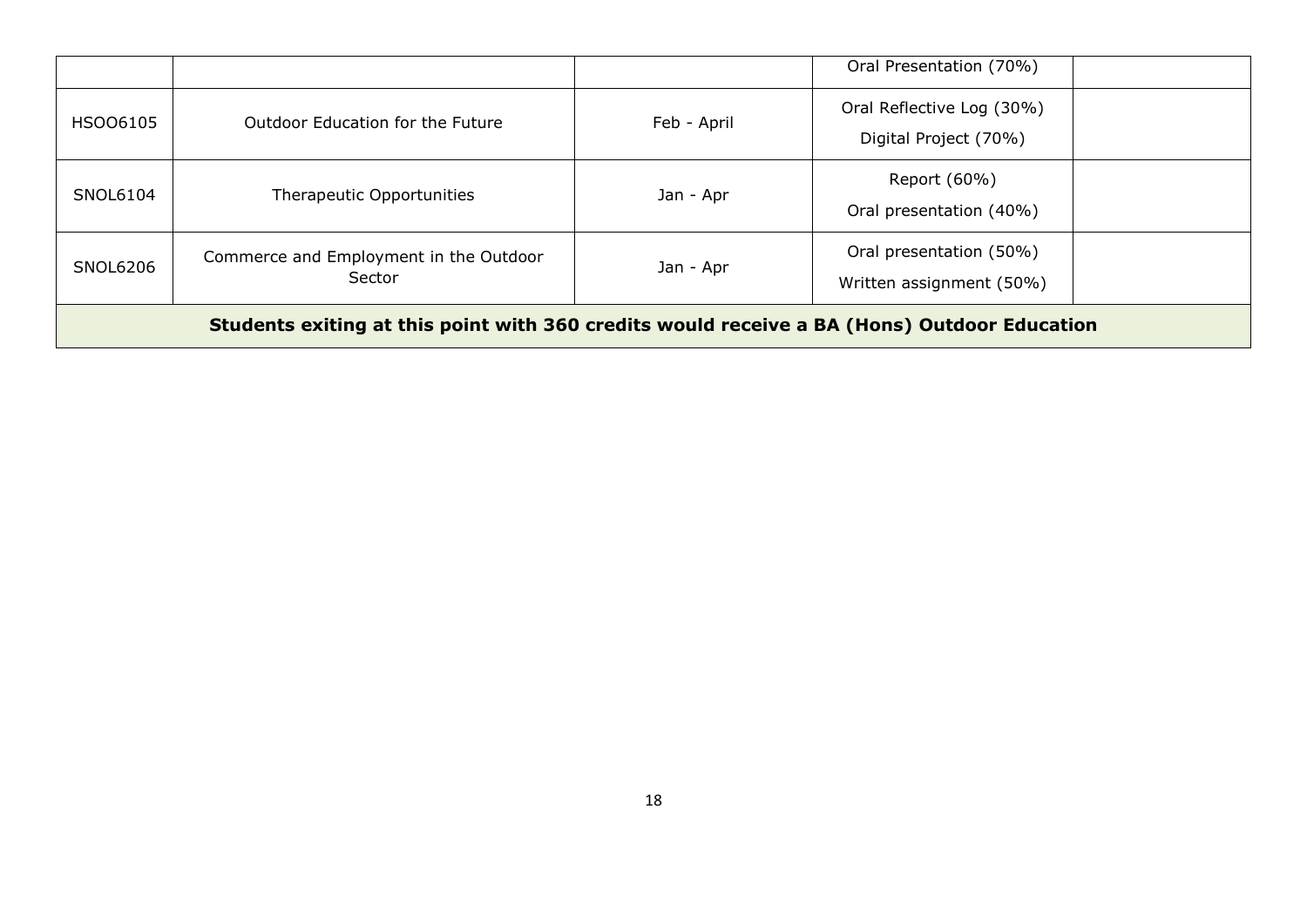|  |  |  | Oral Presentation (70%) |  |
|---|---|---|---|---|
| HSOO6105 | Outdoor Education for the Future | Feb - April | Oral Reflective Log (30%)<br>Digital Project (70%) |  |
| SNOL6104 | Therapeutic Opportunities | Jan - Apr | Report (60%)<br>Oral presentation (40%) |  |
| SNOL6206 | Commerce and Employment in the Outdoor Sector | Jan - Apr | Oral presentation (50%)<br>Written assignment (50%) |  |
| **Students exiting at this point with 360 credits would receive a BA (Hons) Outdoor Education** |  |  |  |  |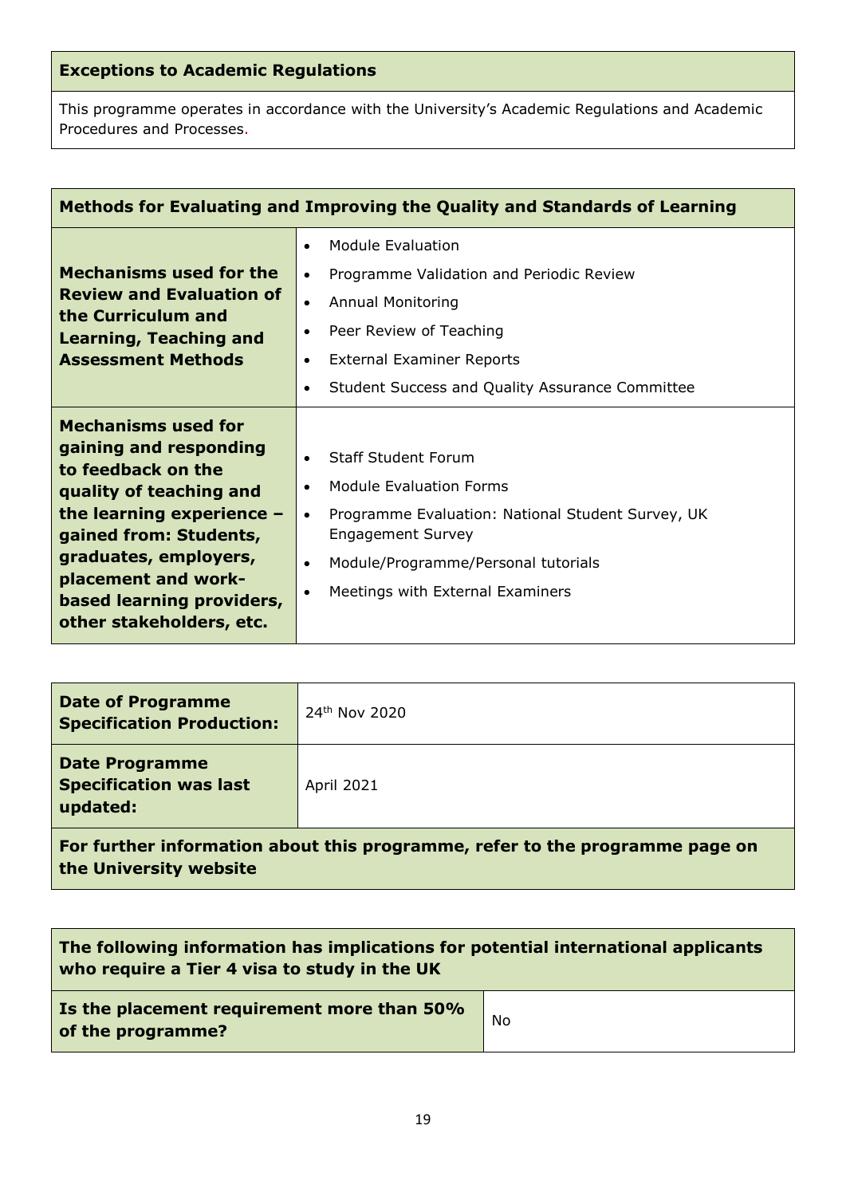| **Exceptions to Academic Regulations** |
| --- |
| This programme operates in accordance with the University's Academic Regulations and Academic Procedures and Processes. |

| **Methods for Evaluating and Improving the Quality and Standards of Learning** | |
| --- | --- |
| **Mechanisms used for the Review and Evaluation of the Curriculum and Learning, Teaching and Assessment Methods** | • Module Evaluation<br>• Programme Validation and Periodic Review<br>• Annual Monitoring<br>• Peer Review of Teaching<br>• External Examiner Reports<br>• Student Success and Quality Assurance Committee |
| **Mechanisms used for gaining and responding to feedback on the quality of teaching and the learning experience – gained from: Students, graduates, employers, placement and work-based learning providers, other stakeholders, etc.** | • Staff Student Forum<br>• Module Evaluation Forms<br>• Programme Evaluation: National Student Survey, UK Engagement Survey<br>• Module/Programme/Personal tutorials<br>• Meetings with External Examiners |

| **Date of Programme Specification Production:** | 24th Nov 2020 |
| --- | --- |
| **Date Programme Specification was last updated:** | April 2021 |
| **For further information about this programme, refer to the programme page on the University website** | |

| **The following information has implications for potential international applicants who require a Tier 4 visa to study in the UK** | |
| --- | --- |
| **Is the placement requirement more than 50% of the programme?** | No |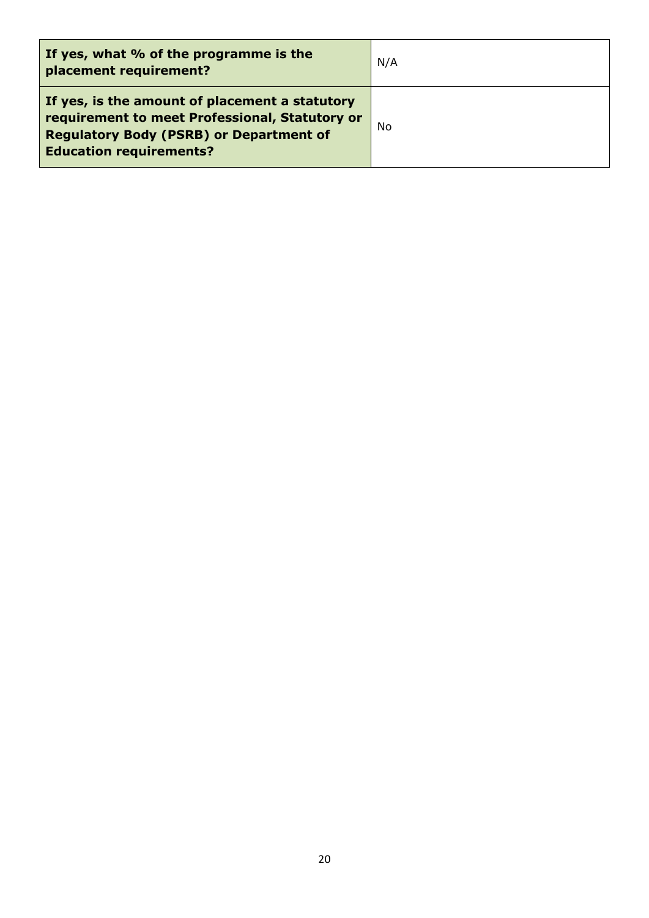| | |
|---|---|
| **If yes, what % of the programme is the placement requirement?** | N/A |
| **If yes, is the amount of placement a statutory requirement to meet Professional, Statutory or Regulatory Body (PSRB) or Department of Education requirements?** | No |